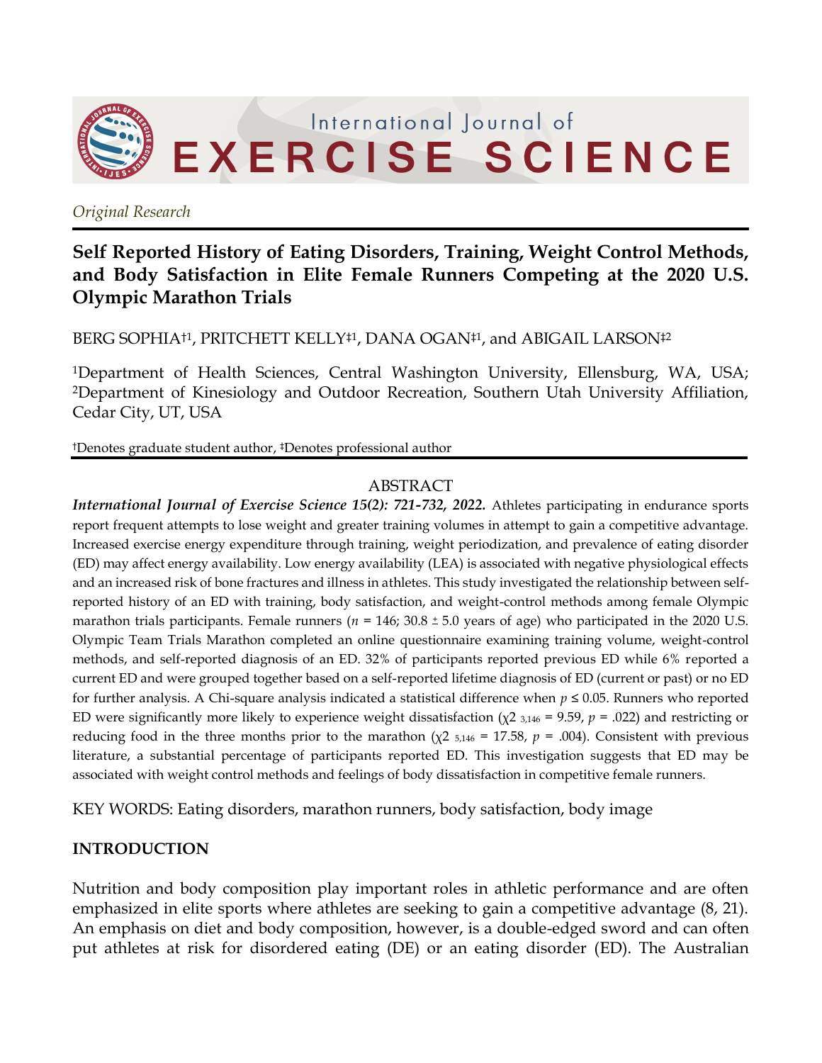*Original Research*

# Self Reported History of Eating Disorders, Training, Weight Control Methods, and Body Satisfaction in Elite Female Runners Competing at the 2020 U.S. Olympic Marathon Trials

BERG SOPHIA†[1], PRITCHETT KELLY‡[1], DANA OGAN‡[1], and ABIGAIL LARSON‡[2]

[1]Department of Health Sciences, Central Washington University, Ellensburg, WA, USA; [2]Department of Kinesiology and Outdoor Recreation, Southern Utah University Affiliation, Cedar City, UT, USA

†Denotes graduate student author, ‡Denotes professional author

## ABSTRACT

***International Journal of Exercise Science 15(2): 721-732, 2022.*** Athletes participating in endurance sports report frequent attempts to lose weight and greater training volumes in attempt to gain a competitive advantage. Increased exercise energy expenditure through training, weight periodization, and prevalence of eating disorder (ED) may affect energy availability. Low energy availability (LEA) is associated with negative physiological effects and an increased risk of bone fractures and illness in athletes. This study investigated the relationship between self-reported history of an ED with training, body satisfaction, and weight-control methods among female Olympic marathon trials participants. Female runners ($n$ = 146; 30.8 ± 5.0 years of age) who participated in the 2020 U.S. Olympic Team Trials Marathon completed an online questionnaire examining training volume, weight-control methods, and self-reported diagnosis of an ED. 32% of participants reported previous ED while 6% reported a current ED and were grouped together based on a self-reported lifetime diagnosis of ED (current or past) or no ED for further analysis. A Chi-square analysis indicated a statistical difference when $p \leq 0.05$. Runners who reported ED were significantly more likely to experience weight dissatisfaction ($\chi^2_{3,146} = 9.59$, $p$ = .022) and restricting or reducing food in the three months prior to the marathon ($\chi^2_{5,146} = 17.58$, $p$ = .004). Consistent with previous literature, a substantial percentage of participants reported ED. This investigation suggests that ED may be associated with weight control methods and feelings of body dissatisfaction in competitive female runners.

KEY WORDS: Eating disorders, marathon runners, body satisfaction, body image

## INTRODUCTION

Nutrition and body composition play important roles in athletic performance and are often emphasized in elite sports where athletes are seeking to gain a competitive advantage (8, 21). An emphasis on diet and body composition, however, is a double-edged sword and can often put athletes at risk for disordered eating (DE) or an eating disorder (ED). The Australian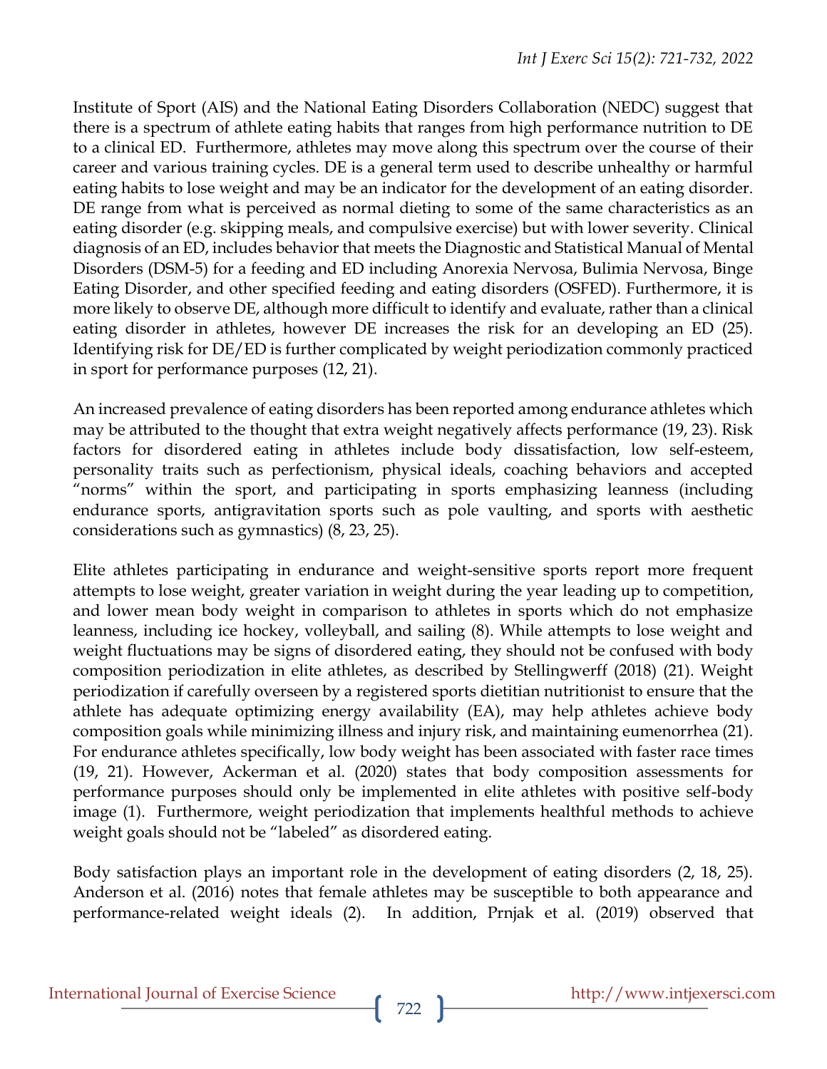Institute of Sport (AIS) and the National Eating Disorders Collaboration (NEDC) suggest that there is a spectrum of athlete eating habits that ranges from high performance nutrition to DE to a clinical ED. Furthermore, athletes may move along this spectrum over the course of their career and various training cycles. DE is a general term used to describe unhealthy or harmful eating habits to lose weight and may be an indicator for the development of an eating disorder. DE range from what is perceived as normal dieting to some of the same characteristics as an eating disorder (e.g. skipping meals, and compulsive exercise) but with lower severity. Clinical diagnosis of an ED, includes behavior that meets the Diagnostic and Statistical Manual of Mental Disorders (DSM-5) for a feeding and ED including Anorexia Nervosa, Bulimia Nervosa, Binge Eating Disorder, and other specified feeding and eating disorders (OSFED). Furthermore, it is more likely to observe DE, although more difficult to identify and evaluate, rather than a clinical eating disorder in athletes, however DE increases the risk for an developing an ED (25). Identifying risk for DE/ED is further complicated by weight periodization commonly practiced in sport for performance purposes (12, 21).

An increased prevalence of eating disorders has been reported among endurance athletes which may be attributed to the thought that extra weight negatively affects performance (19, 23). Risk factors for disordered eating in athletes include body dissatisfaction, low self-esteem, personality traits such as perfectionism, physical ideals, coaching behaviors and accepted "norms" within the sport, and participating in sports emphasizing leanness (including endurance sports, antigravitation sports such as pole vaulting, and sports with aesthetic considerations such as gymnastics) (8, 23, 25).

Elite athletes participating in endurance and weight-sensitive sports report more frequent attempts to lose weight, greater variation in weight during the year leading up to competition, and lower mean body weight in comparison to athletes in sports which do not emphasize leanness, including ice hockey, volleyball, and sailing (8). While attempts to lose weight and weight fluctuations may be signs of disordered eating, they should not be confused with body composition periodization in elite athletes, as described by Stellingwerff (2018) (21). Weight periodization if carefully overseen by a registered sports dietitian nutritionist to ensure that the athlete has adequate optimizing energy availability (EA), may help athletes achieve body composition goals while minimizing illness and injury risk, and maintaining eumenorrhea (21). For endurance athletes specifically, low body weight has been associated with faster race times (19, 21). However, Ackerman et al. (2020) states that body composition assessments for performance purposes should only be implemented in elite athletes with positive self-body image (1). Furthermore, weight periodization that implements healthful methods to achieve weight goals should not be "labeled" as disordered eating.

Body satisfaction plays an important role in the development of eating disorders (2, 18, 25). Anderson et al. (2016) notes that female athletes may be susceptible to both appearance and performance-related weight ideals (2). In addition, Prnjak et al. (2019) observed that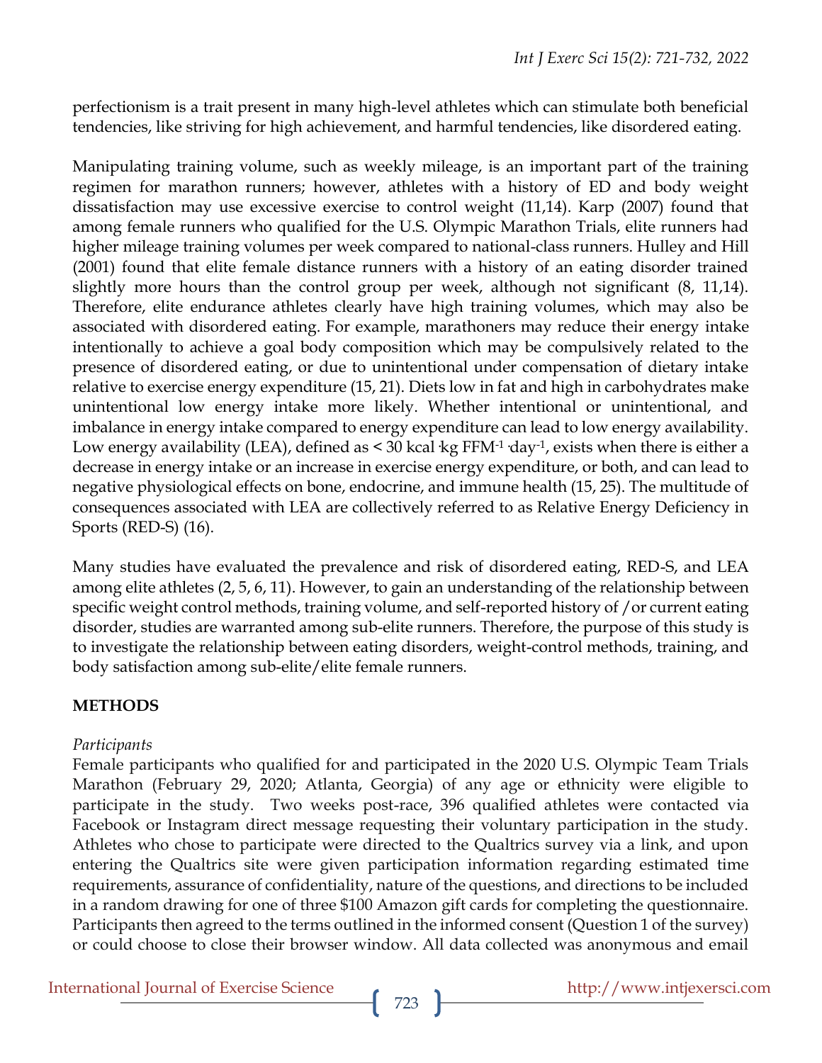perfectionism is a trait present in many high-level athletes which can stimulate both beneficial tendencies, like striving for high achievement, and harmful tendencies, like disordered eating.

Manipulating training volume, such as weekly mileage, is an important part of the training regimen for marathon runners; however, athletes with a history of ED and body weight dissatisfaction may use excessive exercise to control weight (11,14). Karp (2007) found that among female runners who qualified for the U.S. Olympic Marathon Trials, elite runners had higher mileage training volumes per week compared to national-class runners. Hulley and Hill (2001) found that elite female distance runners with a history of an eating disorder trained slightly more hours than the control group per week, although not significant (8, 11,14). Therefore, elite endurance athletes clearly have high training volumes, which may also be associated with disordered eating. For example, marathoners may reduce their energy intake intentionally to achieve a goal body composition which may be compulsively related to the presence of disordered eating, or due to unintentional under compensation of dietary intake relative to exercise energy expenditure (15, 21). Diets low in fat and high in carbohydrates make unintentional low energy intake more likely. Whether intentional or unintentional, and imbalance in energy intake compared to energy expenditure can lead to low energy availability. Low energy availability (LEA), defined as < 30 kcal $\cdot$kg FFM$^{-1}$ $\cdot$day$^{-1}$, exists when there is either a decrease in energy intake or an increase in exercise energy expenditure, or both, and can lead to negative physiological effects on bone, endocrine, and immune health (15, 25). The multitude of consequences associated with LEA are collectively referred to as Relative Energy Deficiency in Sports (RED-S) (16).

Many studies have evaluated the prevalence and risk of disordered eating, RED-S, and LEA among elite athletes (2, 5, 6, 11). However, to gain an understanding of the relationship between specific weight control methods, training volume, and self-reported history of /or current eating disorder, studies are warranted among sub-elite runners. Therefore, the purpose of this study is to investigate the relationship between eating disorders, weight-control methods, training, and body satisfaction among sub-elite/elite female runners.

## METHODS

*Participants*

Female participants who qualified for and participated in the 2020 U.S. Olympic Team Trials Marathon (February 29, 2020; Atlanta, Georgia) of any age or ethnicity were eligible to participate in the study. Two weeks post-race, 396 qualified athletes were contacted via Facebook or Instagram direct message requesting their voluntary participation in the study. Athletes who chose to participate were directed to the Qualtrics survey via a link, and upon entering the Qualtrics site were given participation information regarding estimated time requirements, assurance of confidentiality, nature of the questions, and directions to be included in a random drawing for one of three $100 Amazon gift cards for completing the questionnaire. Participants then agreed to the terms outlined in the informed consent (Question 1 of the survey) or could choose to close their browser window. All data collected was anonymous and email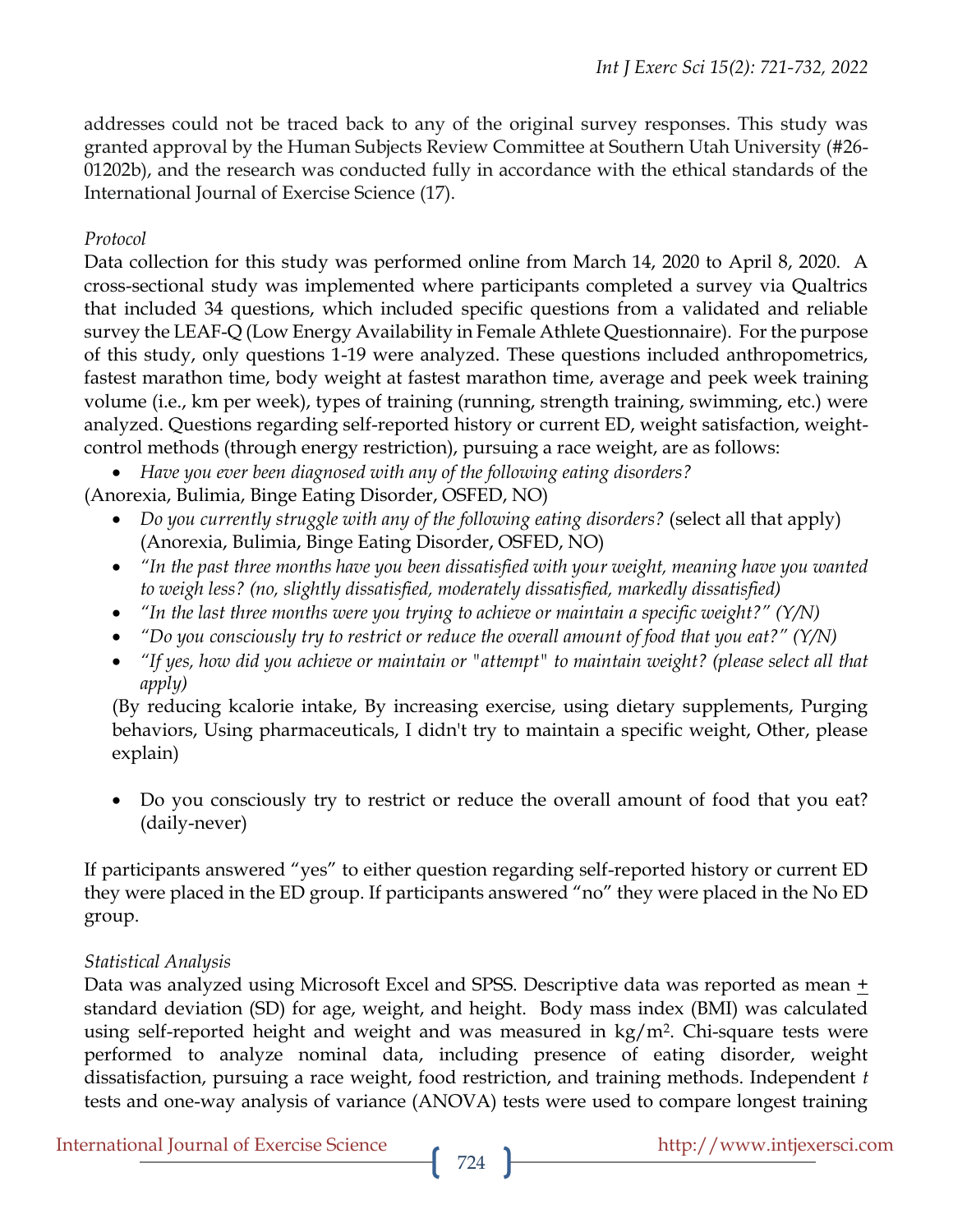addresses could not be traced back to any of the original survey responses. This study was granted approval by the Human Subjects Review Committee at Southern Utah University (#26-01202b), and the research was conducted fully in accordance with the ethical standards of the International Journal of Exercise Science (17).

*Protocol*

Data collection for this study was performed online from March 14, 2020 to April 8, 2020. A cross-sectional study was implemented where participants completed a survey via Qualtrics that included 34 questions, which included specific questions from a validated and reliable survey the LEAF-Q (Low Energy Availability in Female Athlete Questionnaire). For the purpose of this study, only questions 1-19 were analyzed. These questions included anthropometrics, fastest marathon time, body weight at fastest marathon time, average and peek week training volume (i.e., km per week), types of training (running, strength training, swimming, etc.) were analyzed. Questions regarding self-reported history or current ED, weight satisfaction, weight-control methods (through energy restriction), pursuing a race weight, are as follows:

- *Have you ever been diagnosed with any of the following eating disorders?*

(Anorexia, Bulimia, Binge Eating Disorder, OSFED, NO)

- *Do you currently struggle with any of the following eating disorders?* (select all that apply) (Anorexia, Bulimia, Binge Eating Disorder, OSFED, NO)
- *"In the past three months have you been dissatisfied with your weight, meaning have you wanted to weigh less? (no, slightly dissatisfied, moderately dissatisfied, markedly dissatisfied)*
- *"In the last three months were you trying to achieve or maintain a specific weight?" (Y/N)*
- *"Do you consciously try to restrict or reduce the overall amount of food that you eat?" (Y/N)*
- *"If yes, how did you achieve or maintain or "attempt" to maintain weight? (please select all that apply)*

(By reducing kcalorie intake, By increasing exercise, using dietary supplements, Purging behaviors, Using pharmaceuticals, I didn't try to maintain a specific weight, Other, please explain)

- Do you consciously try to restrict or reduce the overall amount of food that you eat? (daily-never)

If participants answered "yes" to either question regarding self-reported history or current ED they were placed in the ED group. If participants answered "no" they were placed in the No ED group.

*Statistical Analysis*

Data was analyzed using Microsoft Excel and SPSS. Descriptive data was reported as mean $\pm$ standard deviation (SD) for age, weight, and height. Body mass index (BMI) was calculated using self-reported height and weight and was measured in $kg/m^2$. Chi-square tests were performed to analyze nominal data, including presence of eating disorder, weight dissatisfaction, pursuing a race weight, food restriction, and training methods. Independent *t* tests and one-way analysis of variance (ANOVA) tests were used to compare longest training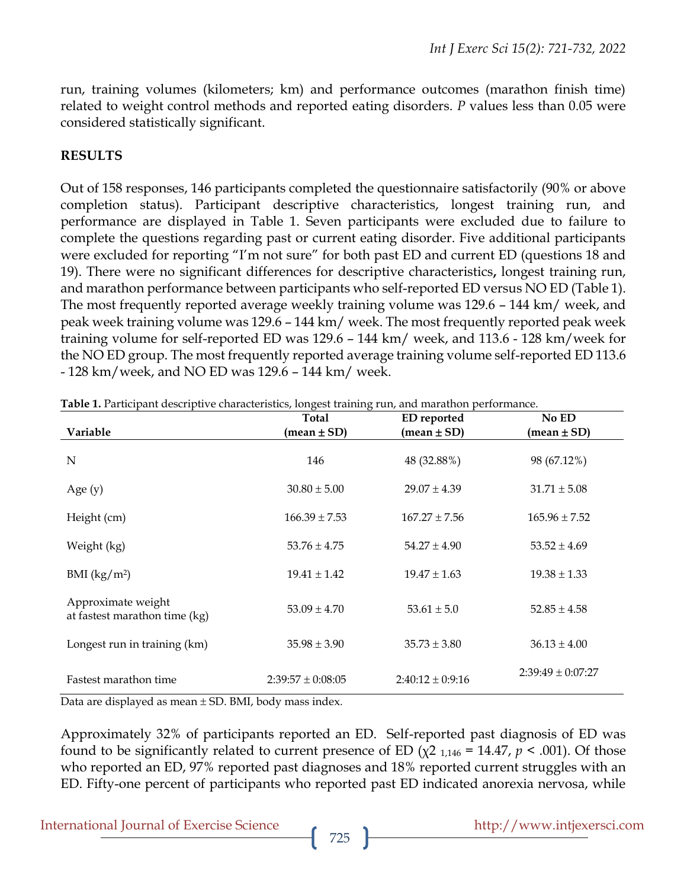run, training volumes (kilometers; km) and performance outcomes (marathon finish time) related to weight control methods and reported eating disorders. *P* values less than 0.05 were considered statistically significant.

## RESULTS

Out of 158 responses, 146 participants completed the questionnaire satisfactorily (90% or above completion status). Participant descriptive characteristics, longest training run, and performance are displayed in Table 1. Seven participants were excluded due to failure to complete the questions regarding past or current eating disorder. Five additional participants were excluded for reporting "I'm not sure" for both past ED and current ED (questions 18 and 19). There were no significant differences for descriptive characteristics**,** longest training run, and marathon performance between participants who self-reported ED versus NO ED (Table 1). The most frequently reported average weekly training volume was 129.6 – 144 km/ week, and peak week training volume was 129.6 – 144 km/ week. The most frequently reported peak week training volume for self-reported ED was 129.6 – 144 km/ week, and 113.6 - 128 km/week for the NO ED group. The most frequently reported average training volume self-reported ED 113.6 - 128 km/week, and NO ED was 129.6 – 144 km/ week.

**Table 1.** Participant descriptive characteristics, longest training run, and marathon performance.

| Variable | Total (mean ± SD) | ED reported (mean ± SD) | No ED (mean ± SD) |
|---|---|---|---|
| N | 146 | 48 (32.88%) | 98 (67.12%) |
| Age (y) | 30.80 ± 5.00 | 29.07 ± 4.39 | 31.71 ± 5.08 |
| Height (cm) | 166.39 ± 7.53 | 167.27 ± 7.56 | 165.96 ± 7.52 |
| Weight (kg) | 53.76 ± 4.75 | 54.27 ± 4.90 | 53.52 ± 4.69 |
| BMI (kg/m$^2$) | 19.41 ± 1.42 | 19.47 ± 1.63 | 19.38 ± 1.33 |
| Approximate weight at fastest marathon time (kg) | 53.09 ± 4.70 | 53.61 ± 5.0 | 52.85 ± 4.58 |
| Longest run in training (km) | 35.98 ± 3.90 | 35.73 ± 3.80 | 36.13 ± 4.00 |
| Fastest marathon time | 2:39:57 ± 0:08:05 | 2:40:12 ± 0:9:16 | 2:39:49 ± 0:07:27 |

Data are displayed as mean ± SD. BMI, body mass index.

Approximately 32% of participants reported an ED. Self-reported past diagnosis of ED was found to be significantly related to current presence of ED ($\chi 2_{1,146} = 14.47$, $p < .001$). Of those who reported an ED, 97% reported past diagnoses and 18% reported current struggles with an ED. Fifty-one percent of participants who reported past ED indicated anorexia nervosa, while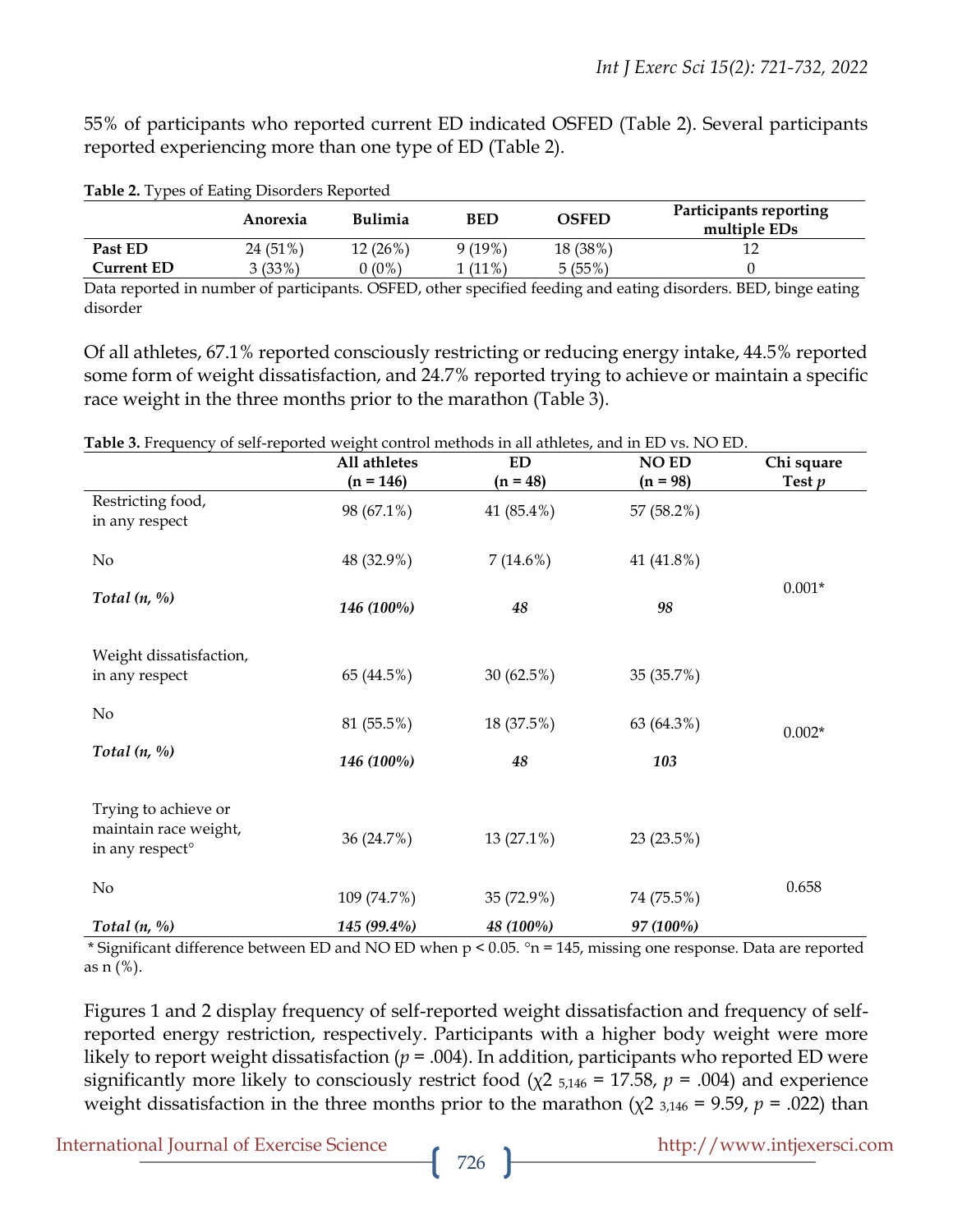55% of participants who reported current ED indicated OSFED (Table 2). Several participants reported experiencing more than one type of ED (Table 2).

**Table 2.** Types of Eating Disorders Reported

| | Anorexia | Bulimia | BED | OSFED | Participants reporting multiple EDs |
|---|---|---|---|---|---|
| **Past ED** | 24 (51%) | 12 (26%) | 9 (19%) | 18 (38%) | 12 |
| **Current ED** | 3 (33%) | 0 (0%) | 1 (11%) | 5 (55%) | 0 |

Data reported in number of participants. OSFED, other specified feeding and eating disorders. BED, binge eating disorder

Of all athletes, 67.1% reported consciously restricting or reducing energy intake, 44.5% reported some form of weight dissatisfaction, and 24.7% reported trying to achieve or maintain a specific race weight in the three months prior to the marathon (Table 3).

**Table 3.** Frequency of self-reported weight control methods in all athletes, and in ED vs. NO ED.

| | All athletes (n = 146) | ED (n = 48) | NO ED (n = 98) | Chi square Test $p$ |
|---|---|---|---|---|
| Restricting food, in any respect | 98 (67.1%) | 41 (85.4%) | 57 (58.2%) | |
| No | 48 (32.9%) | 7 (14.6%) | 41 (41.8%) | 0.001* |
| *Total (n, %)* | ***146 (100%)*** | ***48*** | ***98*** | |
| Weight dissatisfaction, in any respect | 65 (44.5%) | 30 (62.5%) | 35 (35.7%) | |
| No | 81 (55.5%) | 18 (37.5%) | 63 (64.3%) | 0.002* |
| *Total (n, %)* | ***146 (100%)*** | ***48*** | ***103*** | |
| Trying to achieve or maintain race weight, in any respect° | 36 (24.7%) | 13 (27.1%) | 23 (23.5%) | |
| No | 109 (74.7%) | 35 (72.9%) | 74 (75.5%) | 0.658 |
| *Total (n, %)* | ***145 (99.4%)*** | ***48 (100%)*** | ***97 (100%)*** | |

\* Significant difference between ED and NO ED when p < 0.05. °n = 145, missing one response. Data are reported as n (%).

Figures 1 and 2 display frequency of self-reported weight dissatisfaction and frequency of self-reported energy restriction, respectively. Participants with a higher body weight were more likely to report weight dissatisfaction ($p$ = .004). In addition, participants who reported ED were significantly more likely to consciously restrict food ($\chi2_{5,146} = 17.58$, $p$ = .004) and experience weight dissatisfaction in the three months prior to the marathon ($\chi2_{3,146} = 9.59$, $p$ = .022) than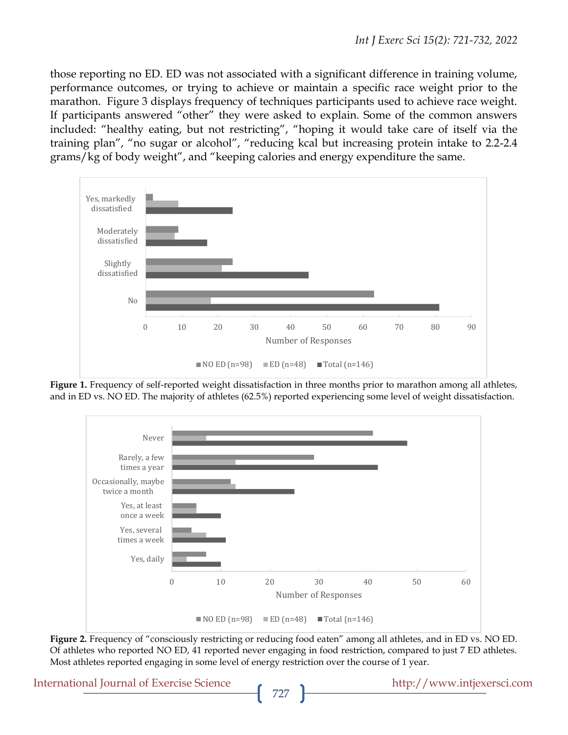those reporting no ED. ED was not associated with a significant difference in training volume, performance outcomes, or trying to achieve or maintain a specific race weight prior to the marathon. Figure 3 displays frequency of techniques participants used to achieve race weight. If participants answered "other" they were asked to explain. Some of the common answers included: "healthy eating, but not restricting", "hoping it would take care of itself via the training plan", "no sugar or alcohol", "reducing kcal but increasing protein intake to 2.2-2.4 grams/kg of body weight", and "keeping calories and energy expenditure the same.

**Figure 1.** Frequency of self-reported weight dissatisfaction in three months prior to marathon among all athletes, and in ED vs. NO ED. The majority of athletes (62.5%) reported experiencing some level of weight dissatisfaction.

**Figure 2.** Frequency of "consciously restricting or reducing food eaten" among all athletes, and in ED vs. NO ED. Of athletes who reported NO ED, 41 reported never engaging in food restriction, compared to just 7 ED athletes. Most athletes reported engaging in some level of energy restriction over the course of 1 year.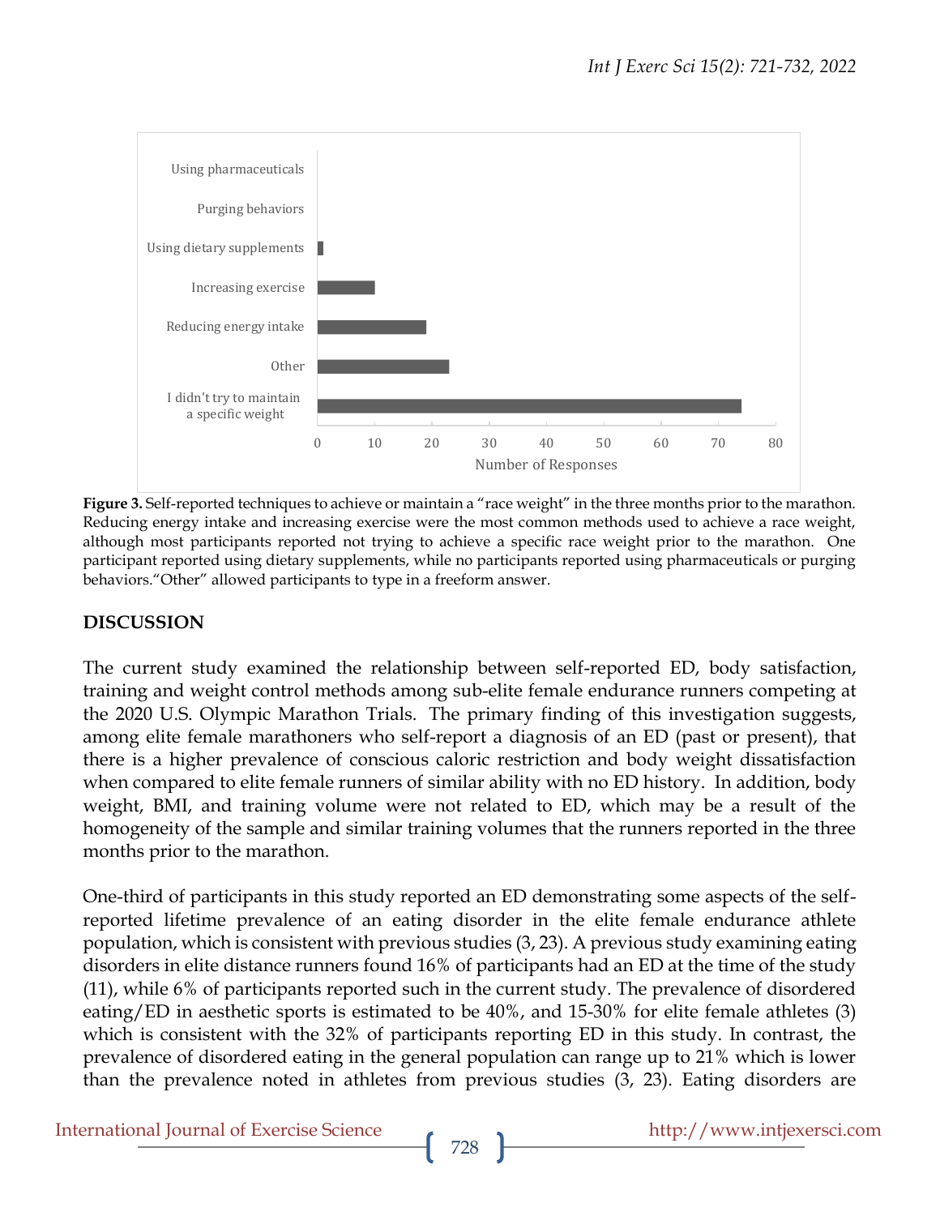**Figure 3.** Self-reported techniques to achieve or maintain a "race weight" in the three months prior to the marathon. Reducing energy intake and increasing exercise were the most common methods used to achieve a race weight, although most participants reported not trying to achieve a specific race weight prior to the marathon. One participant reported using dietary supplements, while no participants reported using pharmaceuticals or purging behaviors."Other" allowed participants to type in a freeform answer.

## DISCUSSION

The current study examined the relationship between self-reported ED, body satisfaction, training and weight control methods among sub-elite female endurance runners competing at the 2020 U.S. Olympic Marathon Trials. The primary finding of this investigation suggests, among elite female marathoners who self-report a diagnosis of an ED (past or present), that there is a higher prevalence of conscious caloric restriction and body weight dissatisfaction when compared to elite female runners of similar ability with no ED history. In addition, body weight, BMI, and training volume were not related to ED, which may be a result of the homogeneity of the sample and similar training volumes that the runners reported in the three months prior to the marathon.

One-third of participants in this study reported an ED demonstrating some aspects of the self-reported lifetime prevalence of an eating disorder in the elite female endurance athlete population, which is consistent with previous studies (3, 23). A previous study examining eating disorders in elite distance runners found 16% of participants had an ED at the time of the study (11), while 6% of participants reported such in the current study. The prevalence of disordered eating/ED in aesthetic sports is estimated to be 40%, and 15-30% for elite female athletes (3) which is consistent with the 32% of participants reporting ED in this study. In contrast, the prevalence of disordered eating in the general population can range up to 21% which is lower than the prevalence noted in athletes from previous studies (3, 23). Eating disorders are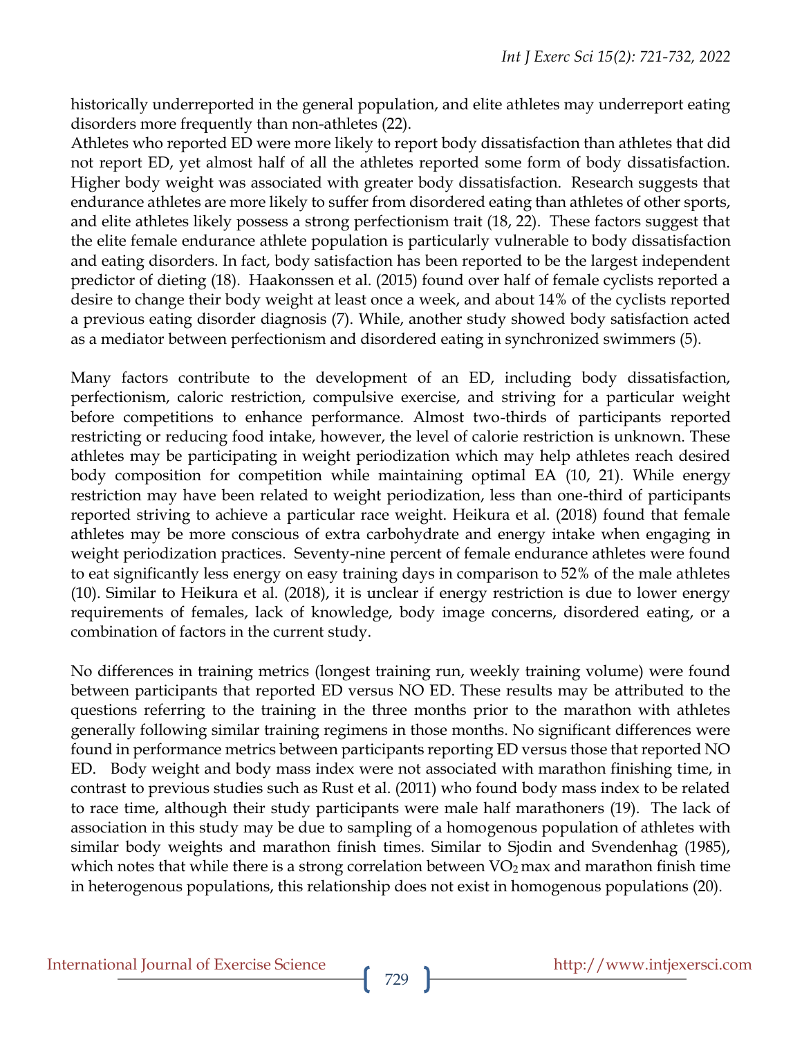historically underreported in the general population, and elite athletes may underreport eating disorders more frequently than non-athletes (22).

Athletes who reported ED were more likely to report body dissatisfaction than athletes that did not report ED, yet almost half of all the athletes reported some form of body dissatisfaction. Higher body weight was associated with greater body dissatisfaction. Research suggests that endurance athletes are more likely to suffer from disordered eating than athletes of other sports, and elite athletes likely possess a strong perfectionism trait (18, 22). These factors suggest that the elite female endurance athlete population is particularly vulnerable to body dissatisfaction and eating disorders. In fact, body satisfaction has been reported to be the largest independent predictor of dieting (18). Haakonssen et al. (2015) found over half of female cyclists reported a desire to change their body weight at least once a week, and about 14% of the cyclists reported a previous eating disorder diagnosis (7). While, another study showed body satisfaction acted as a mediator between perfectionism and disordered eating in synchronized swimmers (5).

Many factors contribute to the development of an ED, including body dissatisfaction, perfectionism, caloric restriction, compulsive exercise, and striving for a particular weight before competitions to enhance performance. Almost two-thirds of participants reported restricting or reducing food intake, however, the level of calorie restriction is unknown. These athletes may be participating in weight periodization which may help athletes reach desired body composition for competition while maintaining optimal EA (10, 21). While energy restriction may have been related to weight periodization, less than one-third of participants reported striving to achieve a particular race weight. Heikura et al. (2018) found that female athletes may be more conscious of extra carbohydrate and energy intake when engaging in weight periodization practices. Seventy-nine percent of female endurance athletes were found to eat significantly less energy on easy training days in comparison to 52% of the male athletes (10). Similar to Heikura et al. (2018), it is unclear if energy restriction is due to lower energy requirements of females, lack of knowledge, body image concerns, disordered eating, or a combination of factors in the current study.

No differences in training metrics (longest training run, weekly training volume) were found between participants that reported ED versus NO ED. These results may be attributed to the questions referring to the training in the three months prior to the marathon with athletes generally following similar training regimens in those months. No significant differences were found in performance metrics between participants reporting ED versus those that reported NO ED. Body weight and body mass index were not associated with marathon finishing time, in contrast to previous studies such as Rust et al. (2011) who found body mass index to be related to race time, although their study participants were male half marathoners (19). The lack of association in this study may be due to sampling of a homogenous population of athletes with similar body weights and marathon finish times. Similar to Sjodin and Svendenhag (1985), which notes that while there is a strong correlation between $VO_2$ max and marathon finish time in heterogenous populations, this relationship does not exist in homogenous populations (20).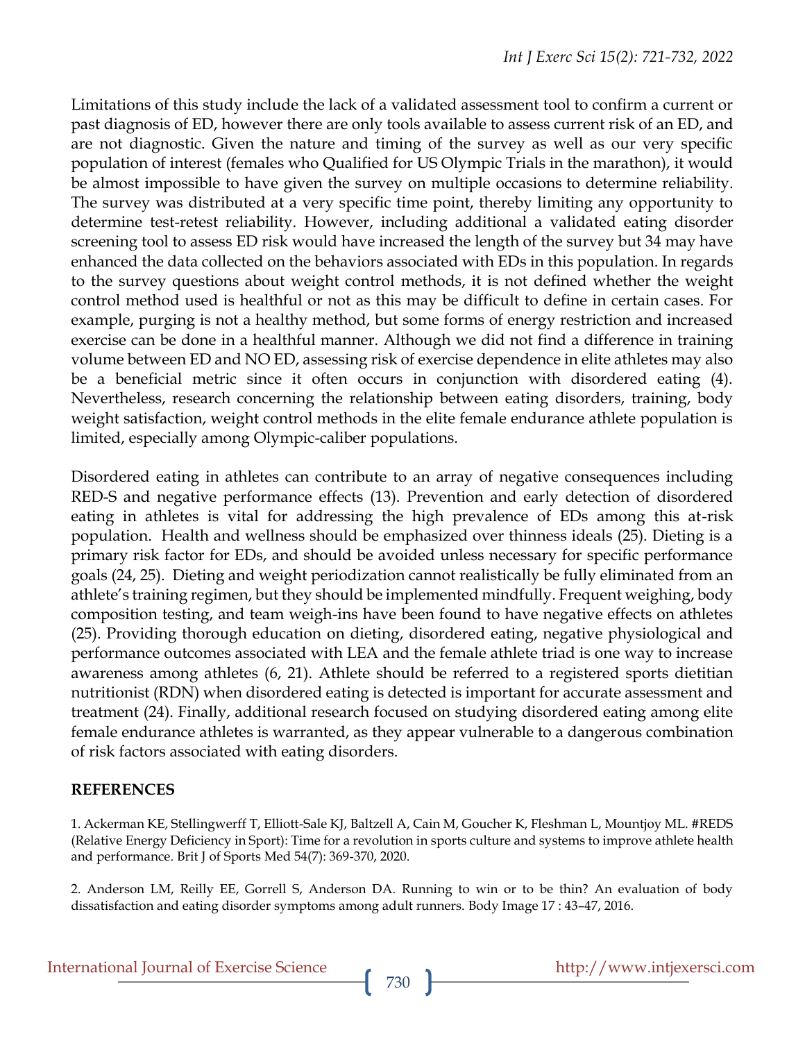Limitations of this study include the lack of a validated assessment tool to confirm a current or past diagnosis of ED, however there are only tools available to assess current risk of an ED, and are not diagnostic. Given the nature and timing of the survey as well as our very specific population of interest (females who Qualified for US Olympic Trials in the marathon), it would be almost impossible to have given the survey on multiple occasions to determine reliability. The survey was distributed at a very specific time point, thereby limiting any opportunity to determine test-retest reliability. However, including additional a validated eating disorder screening tool to assess ED risk would have increased the length of the survey but 34 may have enhanced the data collected on the behaviors associated with EDs in this population. In regards to the survey questions about weight control methods, it is not defined whether the weight control method used is healthful or not as this may be difficult to define in certain cases. For example, purging is not a healthy method, but some forms of energy restriction and increased exercise can be done in a healthful manner. Although we did not find a difference in training volume between ED and NO ED, assessing risk of exercise dependence in elite athletes may also be a beneficial metric since it often occurs in conjunction with disordered eating (4). Nevertheless, research concerning the relationship between eating disorders, training, body weight satisfaction, weight control methods in the elite female endurance athlete population is limited, especially among Olympic-caliber populations.

Disordered eating in athletes can contribute to an array of negative consequences including RED-S and negative performance effects (13). Prevention and early detection of disordered eating in athletes is vital for addressing the high prevalence of EDs among this at-risk population. Health and wellness should be emphasized over thinness ideals (25). Dieting is a primary risk factor for EDs, and should be avoided unless necessary for specific performance goals (24, 25). Dieting and weight periodization cannot realistically be fully eliminated from an athlete's training regimen, but they should be implemented mindfully. Frequent weighing, body composition testing, and team weigh-ins have been found to have negative effects on athletes (25). Providing thorough education on dieting, disordered eating, negative physiological and performance outcomes associated with LEA and the female athlete triad is one way to increase awareness among athletes (6, 21). Athlete should be referred to a registered sports dietitian nutritionist (RDN) when disordered eating is detected is important for accurate assessment and treatment (24). Finally, additional research focused on studying disordered eating among elite female endurance athletes is warranted, as they appear vulnerable to a dangerous combination of risk factors associated with eating disorders.

## REFERENCES

1. Ackerman KE, Stellingwerff T, Elliott-Sale KJ, Baltzell A, Cain M, Goucher K, Fleshman L, Mountjoy ML. #REDS (Relative Energy Deficiency in Sport): Time for a revolution in sports culture and systems to improve athlete health and performance. Brit J of Sports Med 54(7): 369-370, 2020.

2. Anderson LM, Reilly EE, Gorrell S, Anderson DA. Running to win or to be thin? An evaluation of body dissatisfaction and eating disorder symptoms among adult runners. Body Image 17 : 43–47, 2016.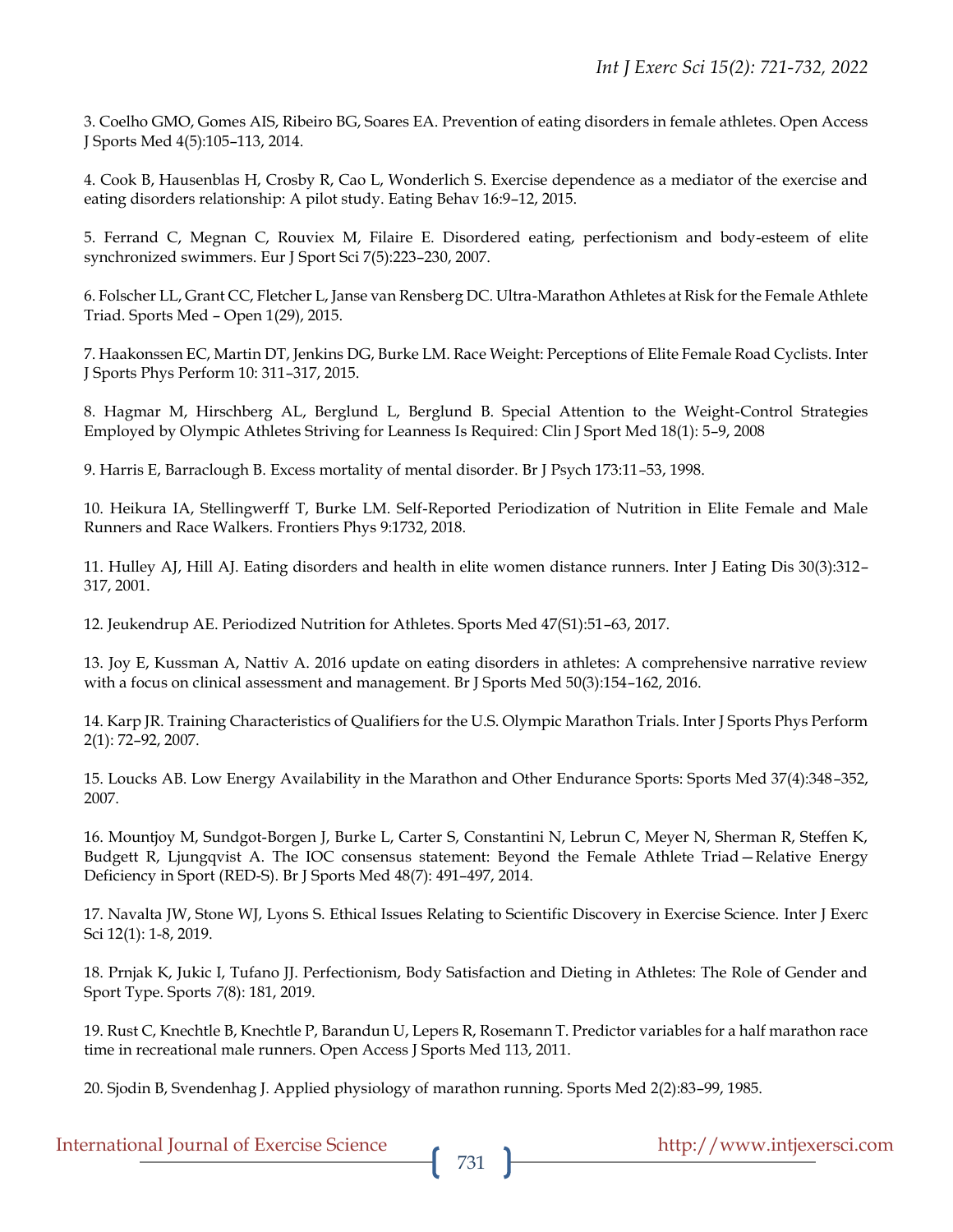3. Coelho GMO, Gomes AIS, Ribeiro BG, Soares EA. Prevention of eating disorders in female athletes. Open Access J Sports Med 4(5):105–113, 2014.

4. Cook B, Hausenblas H, Crosby R, Cao L, Wonderlich S. Exercise dependence as a mediator of the exercise and eating disorders relationship: A pilot study. Eating Behav 16:9–12, 2015.

5. Ferrand C, Megnan C, Rouviex M, Filaire E. Disordered eating, perfectionism and body-esteem of elite synchronized swimmers. Eur J Sport Sci 7(5):223–230, 2007.

6. Folscher LL, Grant CC, Fletcher L, Janse van Rensberg DC. Ultra-Marathon Athletes at Risk for the Female Athlete Triad. Sports Med – Open 1(29), 2015.

7. Haakonssen EC, Martin DT, Jenkins DG, Burke LM. Race Weight: Perceptions of Elite Female Road Cyclists. Inter J Sports Phys Perform 10: 311–317, 2015.

8. Hagmar M, Hirschberg AL, Berglund L, Berglund B. Special Attention to the Weight-Control Strategies Employed by Olympic Athletes Striving for Leanness Is Required: Clin J Sport Med 18(1): 5–9, 2008

9. Harris E, Barraclough B. Excess mortality of mental disorder. Br J Psych 173:11–53, 1998.

10. Heikura IA, Stellingwerff T, Burke LM. Self-Reported Periodization of Nutrition in Elite Female and Male Runners and Race Walkers. Frontiers Phys 9:1732, 2018.

11. Hulley AJ, Hill AJ. Eating disorders and health in elite women distance runners. Inter J Eating Dis 30(3):312–317, 2001.

12. Jeukendrup AE. Periodized Nutrition for Athletes. Sports Med 47(S1):51–63, 2017.

13. Joy E, Kussman A, Nattiv A. 2016 update on eating disorders in athletes: A comprehensive narrative review with a focus on clinical assessment and management. Br J Sports Med 50(3):154–162, 2016.

14. Karp JR. Training Characteristics of Qualifiers for the U.S. Olympic Marathon Trials. Inter J Sports Phys Perform 2(1): 72–92, 2007.

15. Loucks AB. Low Energy Availability in the Marathon and Other Endurance Sports: Sports Med 37(4):348–352, 2007.

16. Mountjoy M, Sundgot-Borgen J, Burke L, Carter S, Constantini N, Lebrun C, Meyer N, Sherman R, Steffen K, Budgett R, Ljungqvist A. The IOC consensus statement: Beyond the Female Athlete Triad—Relative Energy Deficiency in Sport (RED-S). Br J Sports Med 48(7): 491–497, 2014.

17. Navalta JW, Stone WJ, Lyons S. Ethical Issues Relating to Scientific Discovery in Exercise Science. Inter J Exerc Sci 12(1): 1-8, 2019.

18. Prnjak K, Jukic I, Tufano JJ. Perfectionism, Body Satisfaction and Dieting in Athletes: The Role of Gender and Sport Type. Sports 7(8): 181, 2019.

19. Rust C, Knechtle B, Knechtle P, Barandun U, Lepers R, Rosemann T. Predictor variables for a half marathon race time in recreational male runners. Open Access J Sports Med 113, 2011.

20. Sjodin B, Svendenhag J. Applied physiology of marathon running. Sports Med 2(2):83–99, 1985.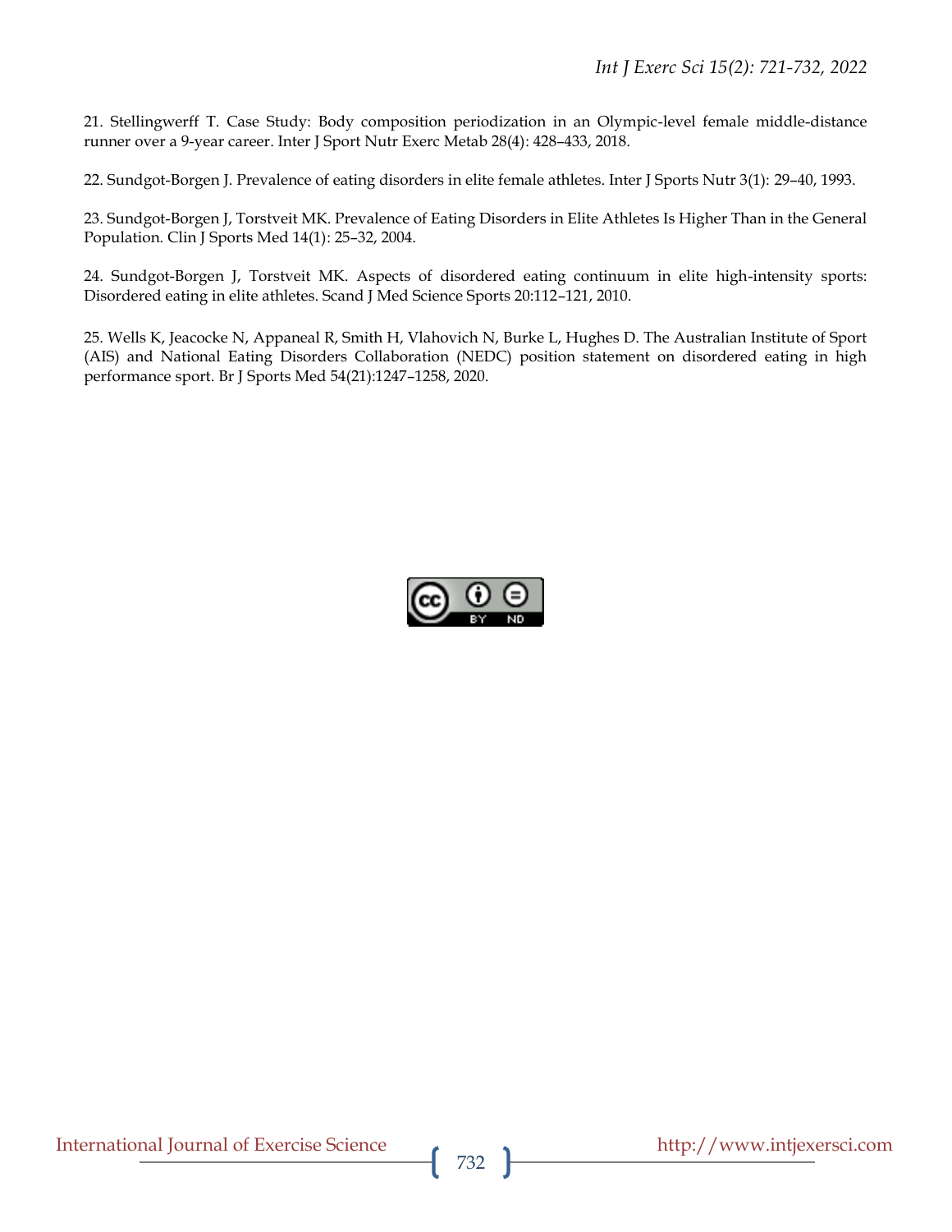21. Stellingwerff T. Case Study: Body composition periodization in an Olympic-level female middle-distance runner over a 9-year career. Inter J Sport Nutr Exerc Metab 28(4): 428–433, 2018.

22. Sundgot-Borgen J. Prevalence of eating disorders in elite female athletes. Inter J Sports Nutr 3(1): 29–40, 1993.

23. Sundgot-Borgen J, Torstveit MK. Prevalence of Eating Disorders in Elite Athletes Is Higher Than in the General Population. Clin J Sports Med 14(1): 25–32, 2004.

24. Sundgot-Borgen J, Torstveit MK. Aspects of disordered eating continuum in elite high-intensity sports: Disordered eating in elite athletes. Scand J Med Science Sports 20:112–121, 2010.

25. Wells K, Jeacocke N, Appaneal R, Smith H, Vlahovich N, Burke L, Hughes D. The Australian Institute of Sport (AIS) and National Eating Disorders Collaboration (NEDC) position statement on disordered eating in high performance sport. Br J Sports Med 54(21):1247–1258, 2020.